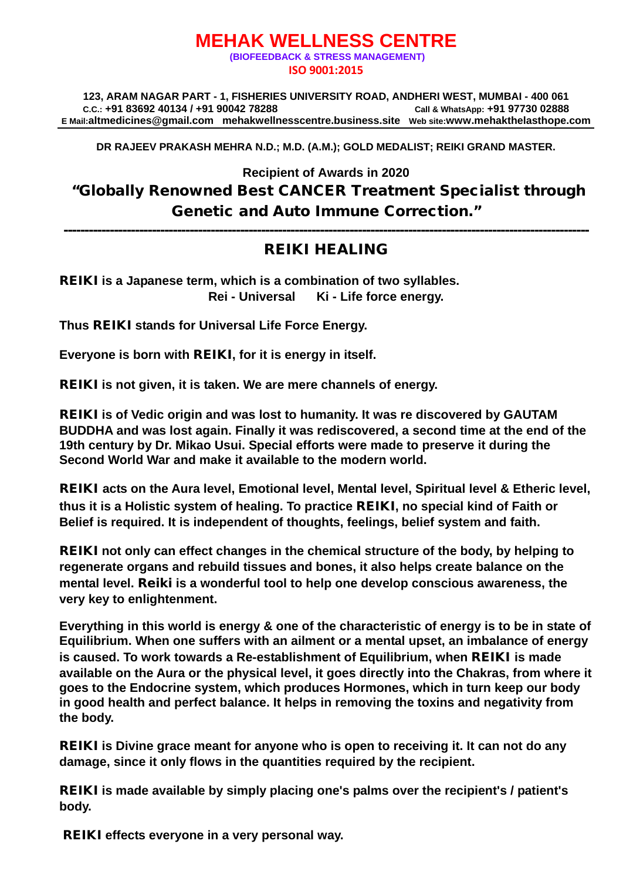# MEHAK WELLNESS CENTRE

**(BIOFEEDBACK & STRESS MANAGEMENT)**

**ISO 9001:2015**

**123, ARAM NAGAR PART - 1, FISHERIES UNIVERSITY ROAD, ANDHERI WEST, MUMBAI - 400 061**
**C.C.: +91 83692 40134 / +91 90042 78288** **Call & WhatsApp: +91 97730 02888**
**E Mail:altmedicines@gmail.com mehakwellnesscentre.business.site Web site:www.mehakthelasthope.com**

---

**DR RAJEEV PRAKASH MEHRA N.D.; M.D. (A.M.); GOLD MEDALIST; REIKI GRAND MASTER.**

**Recipient of Awards in 2020**

## "Globally Renowned Best CANCER Treatment Specialist through Genetic and Auto Immune Correction."

---

## REIKI HEALING

**REIKI is a Japanese term, which is a combination of two syllables.**
**Rei - Universal Ki - Life force energy.**

**Thus REIKI stands for Universal Life Force Energy.**

**Everyone is born with REIKI, for it is energy in itself.**

**REIKI is not given, it is taken. We are mere channels of energy.**

**REIKI is of Vedic origin and was lost to humanity. It was re discovered by GAUTAM BUDDHA and was lost again. Finally it was rediscovered, a second time at the end of the 19th century by Dr. Mikao Usui. Special efforts were made to preserve it during the Second World War and make it available to the modern world.**

**REIKI acts on the Aura level, Emotional level, Mental level, Spiritual level & Etheric level, thus it is a Holistic system of healing. To practice REIKI, no special kind of Faith or Belief is required. It is independent of thoughts, feelings, belief system and faith.**

**REIKI not only can effect changes in the chemical structure of the body, by helping to regenerate organs and rebuild tissues and bones, it also helps create balance on the mental level. Reiki is a wonderful tool to help one develop conscious awareness, the very key to enlightenment.**

**Everything in this world is energy & one of the characteristic of energy is to be in state of Equilibrium. When one suffers with an ailment or a mental upset, an imbalance of energy is caused. To work towards a Re-establishment of Equilibrium, when REIKI is made available on the Aura or the physical level, it goes directly into the Chakras, from where it goes to the Endocrine system, which produces Hormones, which in turn keep our body in good health and perfect balance. It helps in removing the toxins and negativity from the body.**

**REIKI is Divine grace meant for anyone who is open to receiving it. It can not do any damage, since it only flows in the quantities required by the recipient.**

**REIKI is made available by simply placing one's palms over the recipient's / patient's body.**

**REIKI effects everyone in a very personal way.**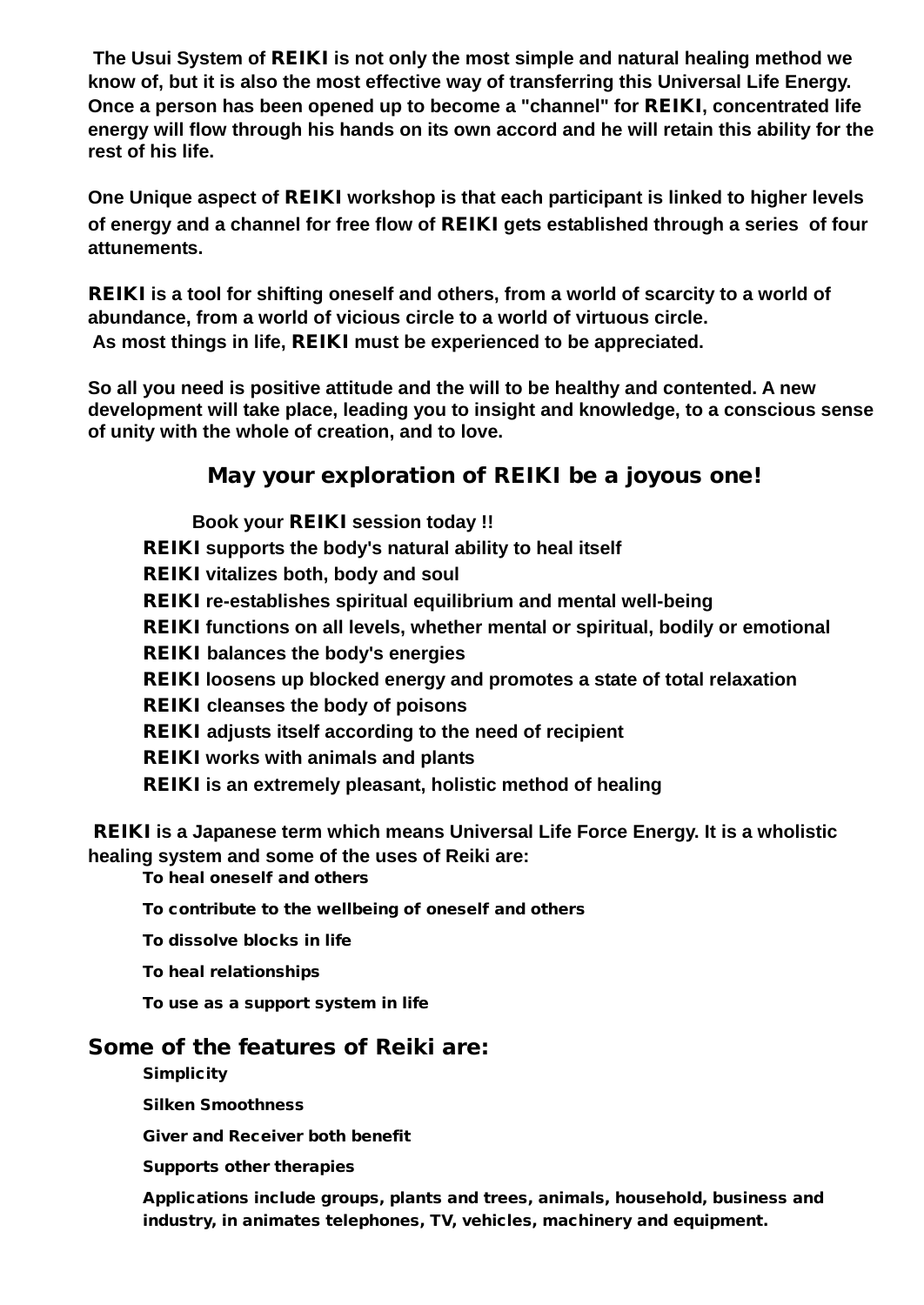**The Usui System of REIKI is not only the most simple and natural healing method we know of, but it is also the most effective way of transferring this Universal Life Energy. Once a person has been opened up to become a "channel" for REIKI, concentrated life energy will flow through his hands on its own accord and he will retain this ability for the rest of his life.**

**One Unique aspect of REIKI workshop is that each participant is linked to higher levels of energy and a channel for free flow of REIKI gets established through a series of four attunements.**

**REIKI is a tool for shifting oneself and others, from a world of scarcity to a world of abundance, from a world of vicious circle to a world of virtuous circle.**
**As most things in life, REIKI must be experienced to be appreciated.**

**So all you need is positive attitude and the will to be healthy and contented. A new development will take place, leading you to insight and knowledge, to a conscious sense of unity with the whole of creation, and to love.**

## May your exploration of REIKI be a joyous one!

**Book your REIKI session today !!**

- **REIKI supports the body's natural ability to heal itself**
- **REIKI vitalizes both, body and soul**
- **REIKI re-establishes spiritual equilibrium and mental well-being**
- **REIKI functions on all levels, whether mental or spiritual, bodily or emotional**
- **REIKI balances the body's energies**
- **REIKI loosens up blocked energy and promotes a state of total relaxation**
- **REIKI cleanses the body of poisons**
- **REIKI adjusts itself according to the need of recipient**
- **REIKI works with animals and plants**
- **REIKI is an extremely pleasant, holistic method of healing**

**REIKI is a Japanese term which means Universal Life Force Energy. It is a wholistic healing system and some of the uses of Reiki are:**

- **To heal oneself and others**
- **To contribute to the wellbeing of oneself and others**
- **To dissolve blocks in life**
- **To heal relationships**
- **To use as a support system in life**

## Some of the features of Reiki are:

- **Simplicity**
- **Silken Smoothness**
- **Giver and Receiver both benefit**
- **Supports other therapies**
- **Applications include groups, plants and trees, animals, household, business and industry, in animates telephones, TV, vehicles, machinery and equipment.**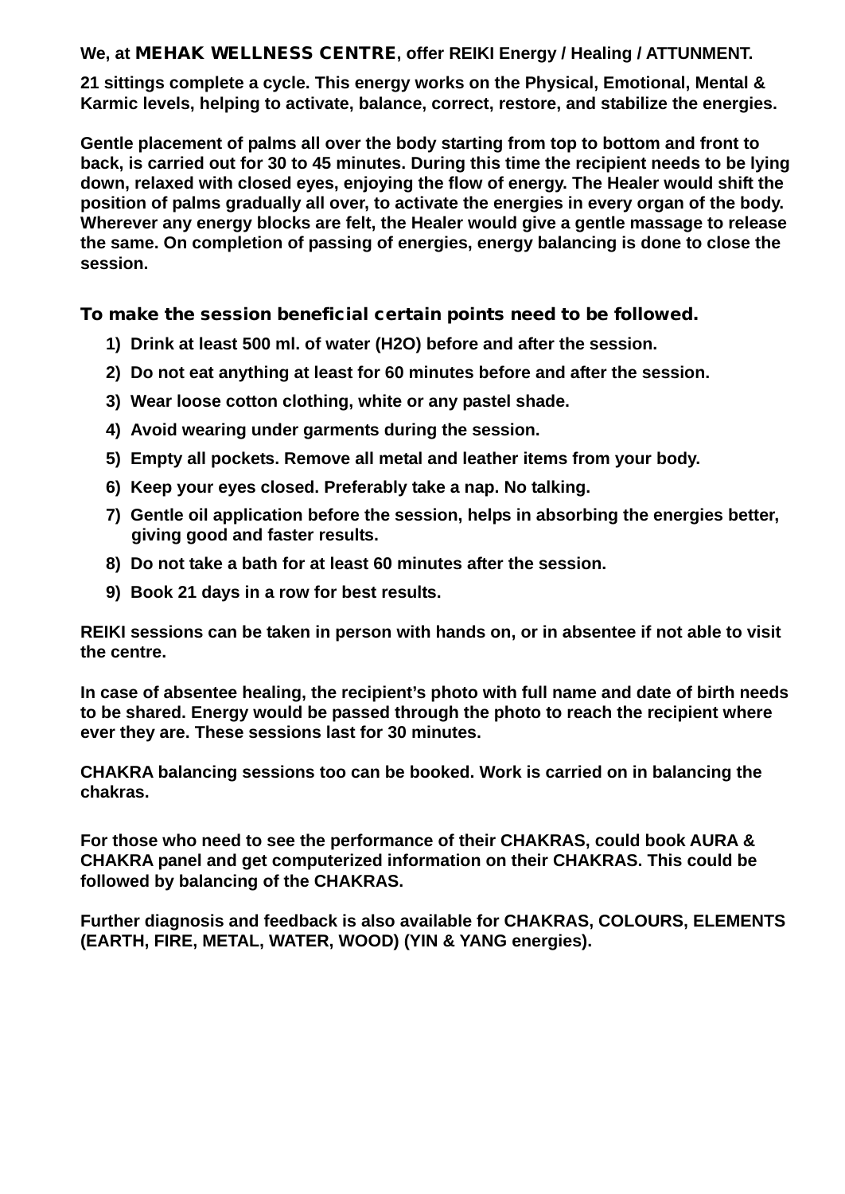**We, at MEHAK WELLNESS CENTRE, offer REIKI Energy / Healing / ATTUNMENT.**

**21 sittings complete a cycle. This energy works on the Physical, Emotional, Mental & Karmic levels, helping to activate, balance, correct, restore, and stabilize the energies.**

**Gentle placement of palms all over the body starting from top to bottom and front to back, is carried out for 30 to 45 minutes. During this time the recipient needs to be lying down, relaxed with closed eyes, enjoying the flow of energy. The Healer would shift the position of palms gradually all over, to activate the energies in every organ of the body. Wherever any energy blocks are felt, the Healer would give a gentle massage to release the same. On completion of passing of energies, energy balancing is done to close the session.**

**To make the session beneficial certain points need to be followed.**

1) **Drink at least 500 ml. of water ($H_2O$) before and after the session.**
2) **Do not eat anything at least for 60 minutes before and after the session.**
3) **Wear loose cotton clothing, white or any pastel shade.**
4) **Avoid wearing under garments during the session.**
5) **Empty all pockets. Remove all metal and leather items from your body.**
6) **Keep your eyes closed. Preferably take a nap. No talking.**
7) **Gentle oil application before the session, helps in absorbing the energies better, giving good and faster results.**
8) **Do not take a bath for at least 60 minutes after the session.**
9) **Book 21 days in a row for best results.**

**REIKI sessions can be taken in person with hands on, or in absentee if not able to visit the centre.**

**In case of absentee healing, the recipient's photo with full name and date of birth needs to be shared. Energy would be passed through the photo to reach the recipient where ever they are. These sessions last for 30 minutes.**

**CHAKRA balancing sessions too can be booked. Work is carried on in balancing the chakras.**

**For those who need to see the performance of their CHAKRAS, could book AURA & CHAKRA panel and get computerized information on their CHAKRAS. This could be followed by balancing of the CHAKRAS.**

**Further diagnosis and feedback is also available for CHAKRAS, COLOURS, ELEMENTS (EARTH, FIRE, METAL, WATER, WOOD) (YIN & YANG energies).**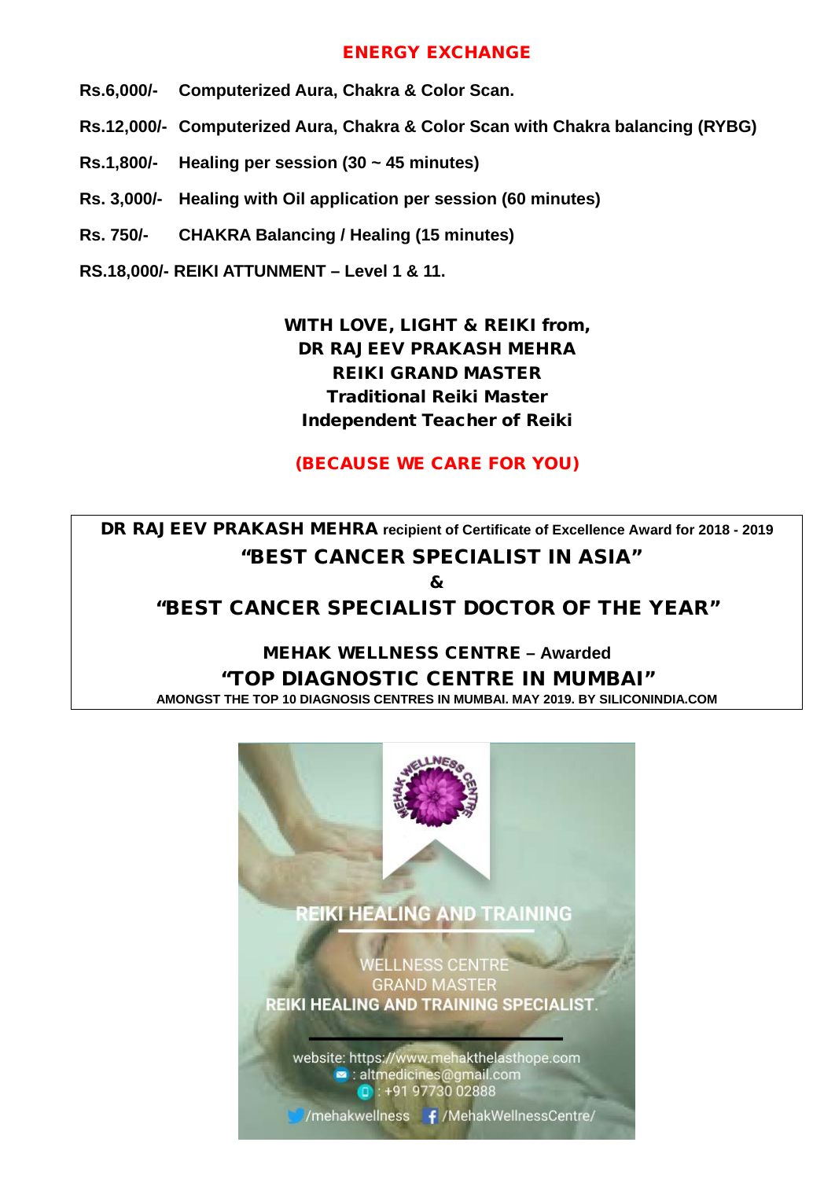## ENERGY EXCHANGE

**Rs.6,000/-** **Computerized Aura, Chakra & Color Scan.**

**Rs.12,000/-** **Computerized Aura, Chakra & Color Scan with Chakra balancing (RYBG)**

**Rs.1,800/-** **Healing per session (30 ~ 45 minutes)**

**Rs. 3,000/-** **Healing with Oil application per session (60 minutes)**

**Rs. 750/-** **CHAKRA Balancing / Healing (15 minutes)**

**RS.18,000/- REIKI ATTUNMENT – Level 1 & 11.**

**WITH LOVE, LIGHT & REIKI from,**
**DR RAJEEV PRAKASH MEHRA**
**REIKI GRAND MASTER**
**Traditional Reiki Master**
**Independent Teacher of Reiki**

**(BECAUSE WE CARE FOR YOU)**

**DR RAJEEV PRAKASH MEHRA recipient of Certificate of Excellence Award for 2018 - 2019**

**"BEST CANCER SPECIALIST IN ASIA"**

**&**

**"BEST CANCER SPECIALIST DOCTOR OF THE YEAR"**

**MEHAK WELLNESS CENTRE – Awarded**

**"TOP DIAGNOSTIC CENTRE IN MUMBAI"**

**AMONGST THE TOP 10 DIAGNOSIS CENTRES IN MUMBAI. MAY 2019. BY SILICONINDIA.COM**

MEHAK WELLNESS CENTRE

REIKI HEALING AND TRAINING

WELLNESS CENTRE
GRAND MASTER
REIKI HEALING AND TRAINING SPECIALIST.

website: https://www.mehakthelasthope.com
: altmedicines@gmail.com
: +91 97730 02888
/mehakwellness /MehakWellnessCentre/